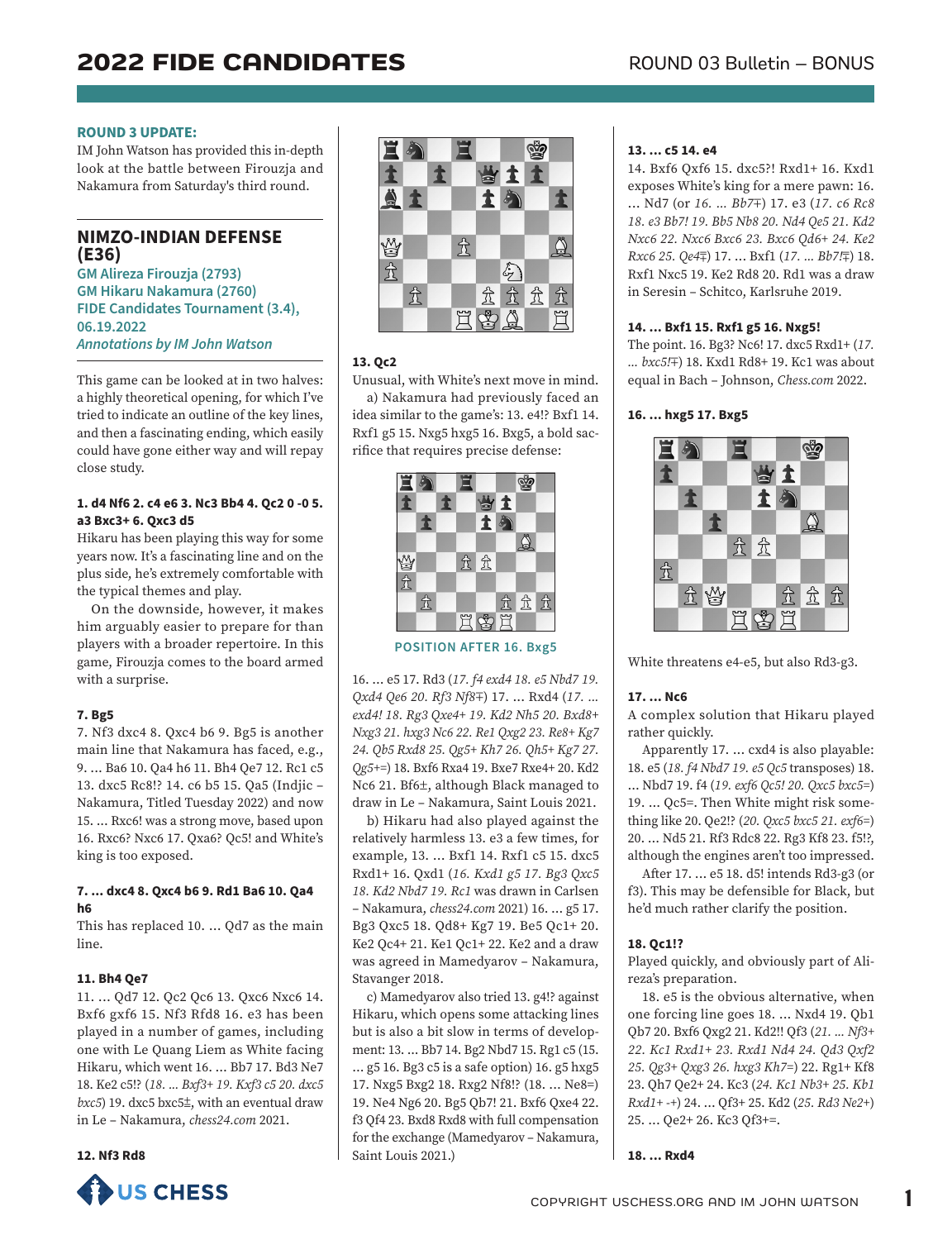## ROUND 3 UPDATE:

IM John Watson has provided this in-depth look at the battle between Firouzja and Nakamura from Saturday's third round.

## NIMZO-INDIAN DEFENSE (E36)

**GM Alireza Firouzja (2793)**
**GM Hikaru Nakamura (2760)**
**FIDE Candidates Tournament (3.4), 06.19.2022**
*Annotations by IM John Watson*

This game can be looked at in two halves: a highly theoretical opening, for which I've tried to indicate an outline of the key lines, and then a fascinating ending, which easily could have gone either way and will repay close study.

**1. d4 Nf6 2. c4 e6 3. Nc3 Bb4 4. Qc2 0 -0 5. a3 Bxc3+ 6. Qxc3 d5**

Hikaru has been playing this way for some years now. It's a fascinating line and on the plus side, he's extremely comfortable with the typical themes and play.

On the downside, however, it makes him arguably easier to prepare for than players with a broader repertoire. In this game, Firouzja comes to the board armed with a surprise.

**7. Bg5**

7. Nf3 dxc4 8. Qxc4 b6 9. Bg5 is another main line that Nakamura has faced, e.g., 9. ... Ba6 10. Qa4 h6 11. Bh4 Qe7 12. Rc1 c5 13. dxc5 Rc8!? 14. c6 b5 15. Qa5 (Indjic – Nakamura, Titled Tuesday 2022) and now 15. ... Rxc6! was a strong move, based upon 16. Rxc6? Nxc6 17. Qxa6? Qc5! and White's king is too exposed.

**7. ... dxc4 8. Qxc4 b6 9. Rd1 Ba6 10. Qa4 h6**

This has replaced 10. ... Qd7 as the main line.

**11. Bh4 Qe7**

11. ... Qd7 12. Qc2 Qc6 13. Qxc6 Nxc6 14. Bxf6 gxf6 15. Nf3 Rfd8 16. e3 has been played in a number of games, including one with Le Quang Liem as White facing Hikaru, which went 16. ... Bb7 17. Bd3 Ne7 18. Ke2 c5!? (*18. ... Bxf3+ 19. Kxf3 c5 20. dxc5 bxc5*) 19. dxc5 bxc5±, with an eventual draw in Le – Nakamura, *chess24.com* 2021.

**12. Nf3 Rd8**

**13. Qc2**

Unusual, with White's next move in mind.

a) Nakamura had previously faced an idea similar to the game's: 13. e4!? Bxf1 14. Rxf1 g5 15. Nxg5 hxg5 16. Bxg5, a bold sacrifice that requires precise defense:

POSITION AFTER 16. Bxg5

16. ... e5 17. Rd3 (*17. f4 exd4 18. e5 Nbd7 19. Qxd4 Qe6 20. Rf3 Nf8∓*) 17. ... Rxd4 (*17. ... exd4! 18. Rg3 Qxe4+ 19. Kd2 Nh5 20. Bxd8+ Nxg3 21. hxg3 Nc6 22. Re1 Qxg2 23. Re8+ Kg7 24. Qb5 Rxd8 25. Qg5+ Kh7 26. Qh5+ Kg7 27. Qg5+=*) 18. Bxf6 Rxa4 19. Bxe7 Rxe4+ 20. Kd2 Nc6 21. Bf6±, although Black managed to draw in Le – Nakamura, Saint Louis 2021.

b) Hikaru had also played against the relatively harmless 13. e3 a few times, for example, 13. ... Bxf1 14. Rxf1 c5 15. dxc5 Rxd1+ 16. Qxd1 (*16. Kxd1 g5 17. Bg3 Qxc5 18. Kd2 Nbd7 19. Rc1* was drawn in Carlsen – Nakamura, *chess24.com* 2021) 16. ... g5 17. Bg3 Qxc5 18. Qd8+ Kg7 19. Be5 Qc1+ 20. Ke2 Qc4+ 21. Ke1 Qc1+ 22. Ke2 and a draw was agreed in Mamedyarov – Nakamura, Stavanger 2018.

c) Mamedyarov also tried 13. g4!? against Hikaru, which opens some attacking lines but is also a bit slow in terms of development: 13. ... Bb7 14. Bg2 Nbd7 15. Rg1 c5 (15. ... g5 16. Bg3 c5 is a safe option) 16. g5 hxg5 17. Nxg5 Bxg2 18. Rxg2 Nf8!? (18. ... Ne8=) 19. Ne4 Ng6 20. Bg5 Qb7! 21. Bxf6 Qxe4 22. f3 Qf4 23. Bxd8 Rxd8 with full compensation for the exchange (Mamedyarov – Nakamura, Saint Louis 2021.)

**13. ... c5 14. e4**

14. Bxf6 Qxf6 15. dxc5?! Rxd1+ 16. Kxd1 exposes White's king for a mere pawn: 16. ... Nd7 (or *16. ... Bb7∓*) 17. e3 (*17. c6 Rc8 18. e3 Bb7! 19. Bb5 Nb8 20. Nd4 Qe5 21. Kd2 Nxc6 22. Nxc6 Bxc6 23. Bxc6 Qd6+ 24. Ke2 Rxc6 25. Qe4∓*) 17. ... Bxf1 (*17. ... Bb7!∓*) 18. Rxf1 Nxc5 19. Ke2 Rd8 20. Rd1 was a draw in Seresin – Schitco, Karlsruhe 2019.

**14. ... Bxf1 15. Rxf1 g5 16. Nxg5!**

The point. 16. Bg3? Nc6! 17. dxc5 Rxd1+ (*17. ... bxc5!∓*) 18. Kxd1 Rd8+ 19. Kc1 was about equal in Bach – Johnson, *Chess.com* 2022.

**16. ... hxg5 17. Bxg5**

White threatens e4-e5, but also Rd3-g3.

**17. ... Nc6**

A complex solution that Hikaru played rather quickly.

Apparently 17. ... cxd4 is also playable: 18. e5 (*18. f4 Nbd7 19. e5 Qc5* transposes) 18. ... Nbd7 19. f4 (*19. exf6 Qc5! 20. Qxc5 bxc5=*) 19. ... Qc5=. Then White might risk something like 20. Qe2!? (*20. Qxc5 bxc5 21. exf6=*) 20. ... Nd5 21. Rf3 Rdc8 22. Rg3 Kf8 23. f5!?, although the engines aren't too impressed.

After 17. ... e5 18. d5! intends Rd3-g3 (or f3). This may be defensible for Black, but he'd much rather clarify the position.

**18. Qc1!?**

Played quickly, and obviously part of Alireza's preparation.

18. e5 is the obvious alternative, when one forcing line goes 18. ... Nxd4 19. Qb1 Qb7 20. Bxf6 Qxg2 21. Kd2!! Qf3 (*21. ... Nf3+ 22. Kc1 Rxd1+ 23. Rxd1 Nd4 24. Qd3 Qxf2 25. Qg3+ Qxg3 26. hxg3 Kh7=*) 22. Rg1+ Kf8 23. Qh7 Qe2+ 24. Kc3 (*24. Kc1 Nb3+ 25. Kb1 Rxd1+ -+*) 24. ... Qf3+ 25. Kd2 (*25. Rd3 Ne2+*) 25. ... Qe2+ 26. Kc3 Qf3+=.

**18. ... Rxd4**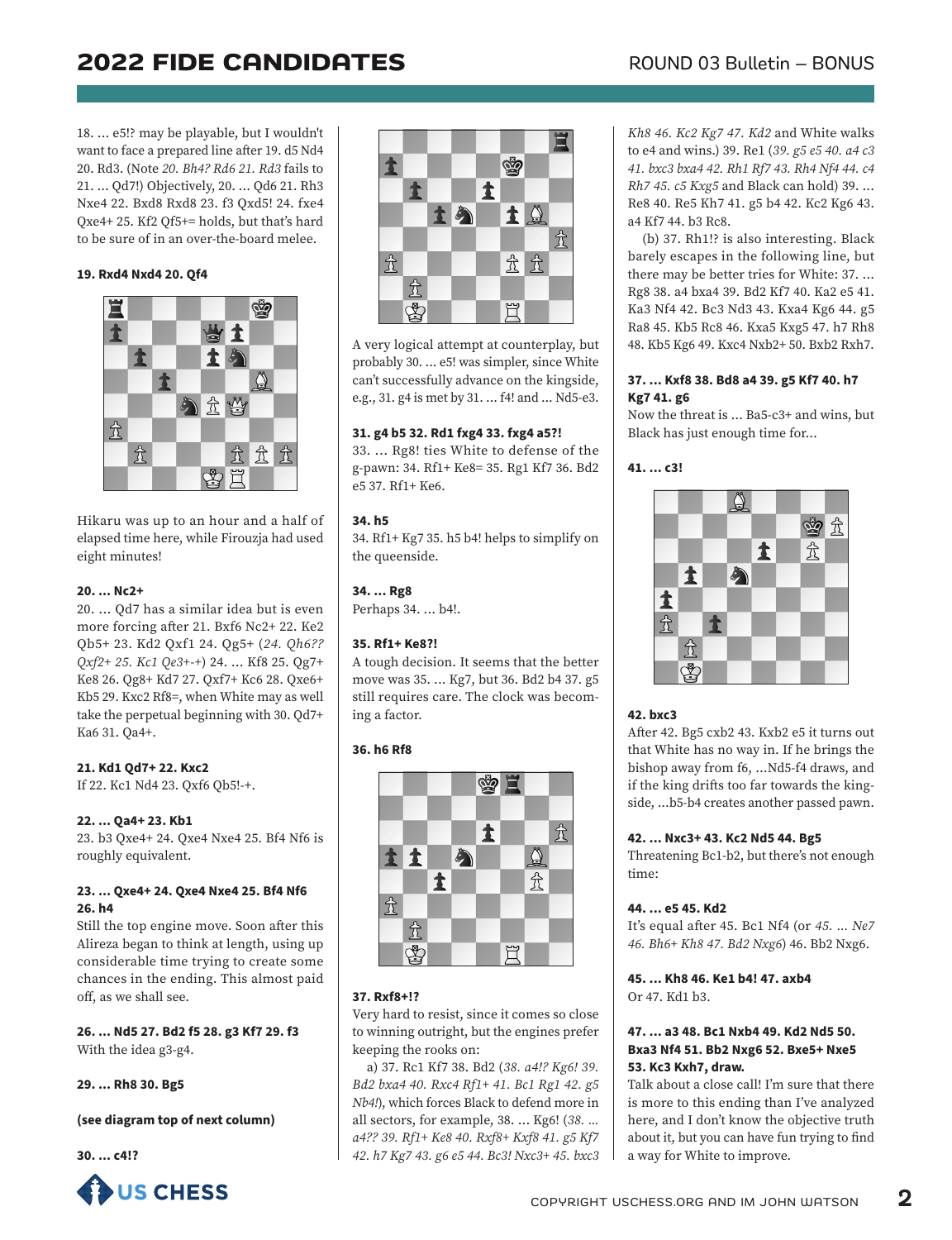18. ... e5!? may be playable, but I wouldn't want to face a prepared line after 19. d5 Nd4 20. Rd3. (Note *20. Bh4? Rd6 21. Rd3* fails to 21. ... Qd7!) Objectively, 20. ... Qd6 21. Rh3 Nxe4 22. Bxd8 Rxd8 23. f3 Qxd5! 24. fxe4 Qxe4+ 25. Kf2 Qf5+= holds, but that's hard to be sure of in an over-the-board melee.

**19. Rxd4 Nxd4 20. Qf4**

Hikaru was up to an hour and a half of elapsed time here, while Firouzja had used eight minutes!

**20. ... Nc2+**

20. ... Qd7 has a similar idea but is even more forcing after 21. Bxf6 Nc2+ 22. Ke2 Qb5+ 23. Kd2 Qxf1 24. Qg5+ (*24. Qh6?? Qxf2+ 25. Kc1 Qe3+-+*) 24. ... Kf8 25. Qg7+ Ke8 26. Qg8+ Kd7 27. Qxf7+ Kc6 28. Qxe6+ Kb5 29. Kxc2 Rf8=, when White may as well take the perpetual beginning with 30. Qd7+ Ka6 31. Qa4+.

**21. Kd1 Qd7+ 22. Kxc2**

If 22. Kc1 Nd4 23. Qxf6 Qb5!-+.

**22. ... Qa4+ 23. Kb1**

23. b3 Qxe4+ 24. Qxe4 Nxe4 25. Bf4 Nf6 is roughly equivalent.

**23. ... Qxe4+ 24. Qxe4 Nxe4 25. Bf4 Nf6 26. h4**

Still the top engine move. Soon after this Alireza began to think at length, using up considerable time trying to create some chances in the ending. This almost paid off, as we shall see.

**26. ... Nd5 27. Bd2 f5 28. g3 Kf7 29. f3**

With the idea g3-g4.

**29. ... Rh8 30. Bg5**

**(see diagram top of next column)**

**30. ... c4!?**

A very logical attempt at counterplay, but probably 30. ... e5! was simpler, since White can't successfully advance on the kingside, e.g., 31. g4 is met by 31. ... f4! and ... Nd5-e3.

**31. g4 b5 32. Rd1 fxg4 33. fxg4 a5?!**

33. ... Rg8! ties White to defense of the g-pawn: 34. Rf1+ Ke8= 35. Rg1 Kf7 36. Bd2 e5 37. Rf1+ Ke6.

**34. h5**

34. Rf1+ Kg7 35. h5 b4! helps to simplify on the queenside.

**34. ... Rg8**

Perhaps 34. ... b4!.

**35. Rf1+ Ke8?!**

A tough decision. It seems that the better move was 35. ... Kg7, but 36. Bd2 b4 37. g5 still requires care. The clock was becoming a factor.

**36. h6 Rf8**

**37. Rxf8+!?**

Very hard to resist, since it comes so close to winning outright, but the engines prefer keeping the rooks on:

a) 37. Rc1 Kf7 38. Bd2 (*38. a4!? Kg6! 39. Bd2 bxa4 40. Rxc4 Rf1+ 41. Bc1 Rg1 42. g5 Nb4!*), which forces Black to defend more in all sectors, for example, 38. ... Kg6! (*38. ... a4?? 39. Rf1+ Ke8 40. Rxf8+ Kxf8 41. g5 Kf7 42. h7 Kg7 43. g6 e5 44. Bc3! Nxc3+ 45. bxc3 Kh8 46. Kc2 Kg7 47. Kd2* and White walks to e4 and wins.) 39. Re1 (*39. g5 e5 40. a4 c3 41. bxc3 bxa4 42. Rh1 Rf7 43. Rh4 Nf4 44. c4 Rh7 45. c5 Kxg5* and Black can hold) 39. ... Re8 40. Re5 Kh7 41. g5 b4 42. Kc2 Kg6 43. a4 Kf7 44. b3 Rc8.

(b) 37. Rh1!? is also interesting. Black barely escapes in the following line, but there may be better tries for White: 37. ... Rg8 38. a4 bxa4 39. Bd2 Kf7 40. Ka2 e5 41. Ka3 Nf4 42. Bc3 Nd3 43. Kxa4 Kg6 44. g5 Ra8 45. Kb5 Rc8 46. Kxa5 Kxg5 47. h7 Rh8 48. Kb5 Kg6 49. Kxc4 Nxb2+ 50. Bxb2 Rxh7.

**37. ... Kxf8 38. Bd8 a4 39. g5 Kf7 40. h7 Kg7 41. g6**

Now the threat is ... Ba5-c3+ and wins, but Black has just enough time for...

**41. ... c3!**

**42. bxc3**

After 42. Bg5 cxb2 43. Kxb2 e5 it turns out that White has no way in. If he brings the bishop away from f6, ...Nd5-f4 draws, and if the king drifts too far towards the kingside, ...b5-b4 creates another passed pawn.

**42. ... Nxc3+ 43. Kc2 Nd5 44. Bg5**

Threatening Bc1-b2, but there's not enough time:

**44. ... e5 45. Kd2**

It's equal after 45. Bc1 Nf4 (or *45. ... Ne7 46. Bh6+ Kh8 47. Bd2 Nxg6*) 46. Bb2 Nxg6.

**45. ... Kh8 46. Ke1 b4! 47. axb4**

Or 47. Kd1 b3.

**47. ... a3 48. Bc1 Nxb4 49. Kd2 Nd5 50. Bxa3 Nf4 51. Bb2 Nxg6 52. Bxe5+ Nxe5 53. Kc3 Kxh7, draw.**

Talk about a close call! I'm sure that there is more to this ending than I've analyzed here, and I don't know the objective truth about it, but you can have fun trying to find a way for White to improve.

COPYRIGHT USCHESS.ORG AND IM JOHN WATSON